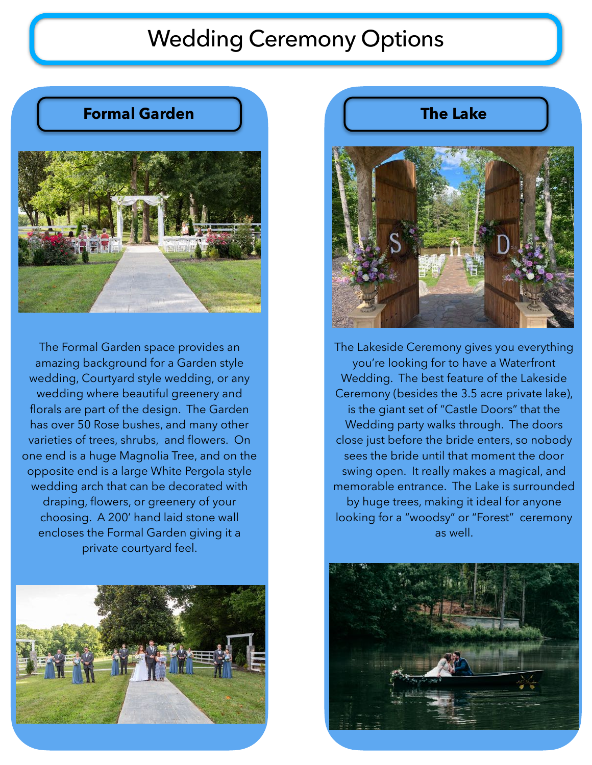# Wedding Ceremony Options

## Formal Garden

The Formal Garden space provides an amazing background for a Garden style wedding, Courtyard style wedding, or any wedding where beautiful greenery and florals are part of the design. The Garden has over 50 Rose bushes, and many other varieties of trees, shrubs, and flowers. On one end is a huge Magnolia Tree, and on the opposite end is a large White Pergola style wedding arch that can be decorated with draping, flowers, or greenery of your choosing. A 200' hand laid stone wall encloses the Formal Garden giving it a private courtyard feel.

## The Lake

The Lakeside Ceremony gives you everything you're looking for to have a Waterfront Wedding. The best feature of the Lakeside Ceremony (besides the 3.5 acre private lake), is the giant set of "Castle Doors" that the Wedding party walks through. The doors close just before the bride enters, so nobody sees the bride until that moment the door swing open. It really makes a magical, and memorable entrance. The Lake is surrounded by huge trees, making it ideal for anyone looking for a "woodsy" or "Forest" ceremony as well.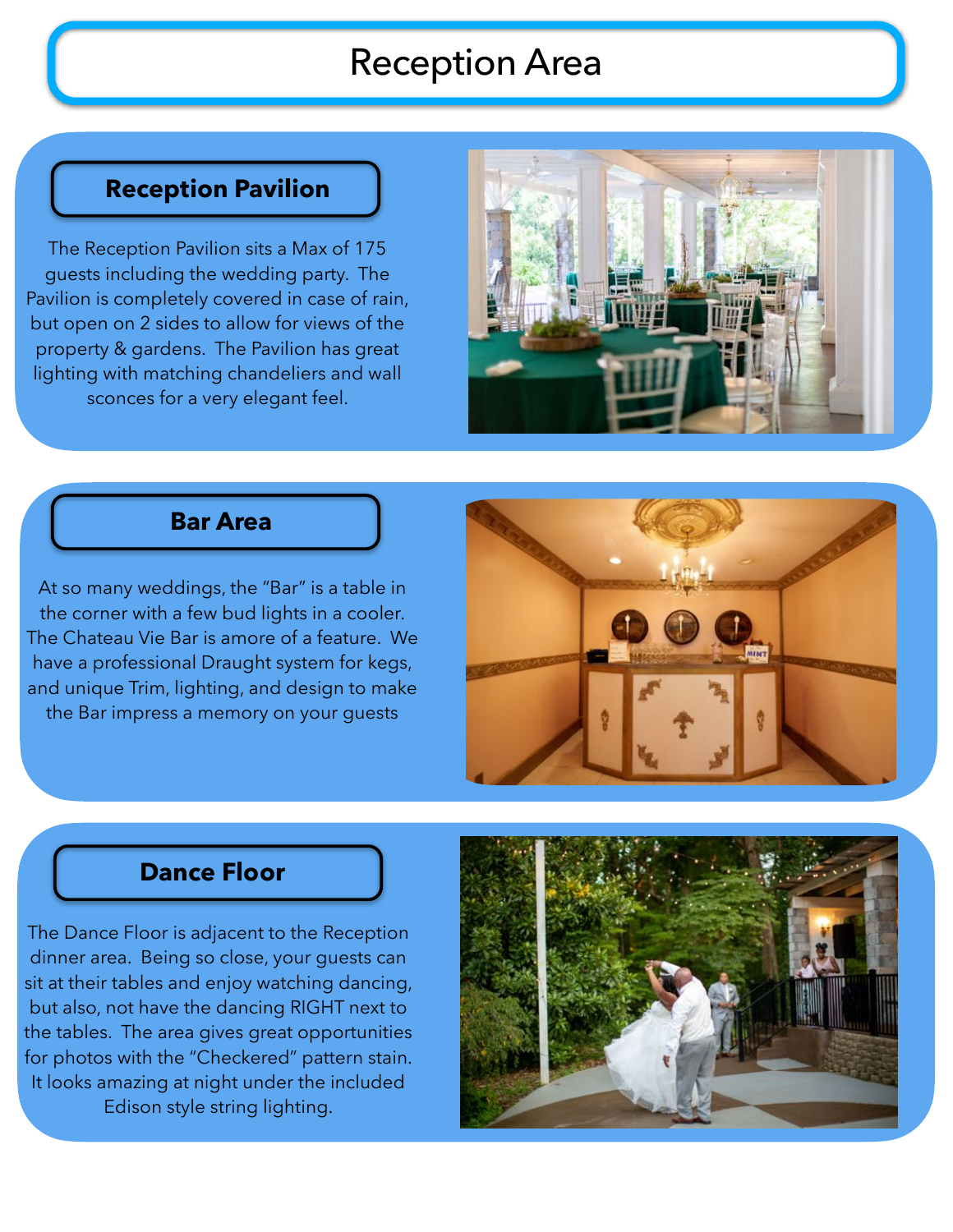# Reception Area

## Reception Pavilion

The Reception Pavilion sits a Max of 175 guests including the wedding party. The Pavilion is completely covered in case of rain, but open on 2 sides to allow for views of the property & gardens. The Pavilion has great lighting with matching chandeliers and wall sconces for a very elegant feel.

## Bar Area

At so many weddings, the "Bar" is a table in the corner with a few bud lights in a cooler. The Chateau Vie Bar is amore of a feature. We have a professional Draught system for kegs, and unique Trim, lighting, and design to make the Bar impress a memory on your guests

## Dance Floor

The Dance Floor is adjacent to the Reception dinner area. Being so close, your guests can sit at their tables and enjoy watching dancing, but also, not have the dancing RIGHT next to the tables. The area gives great opportunities for photos with the "Checkered" pattern stain. It looks amazing at night under the included Edison style string lighting.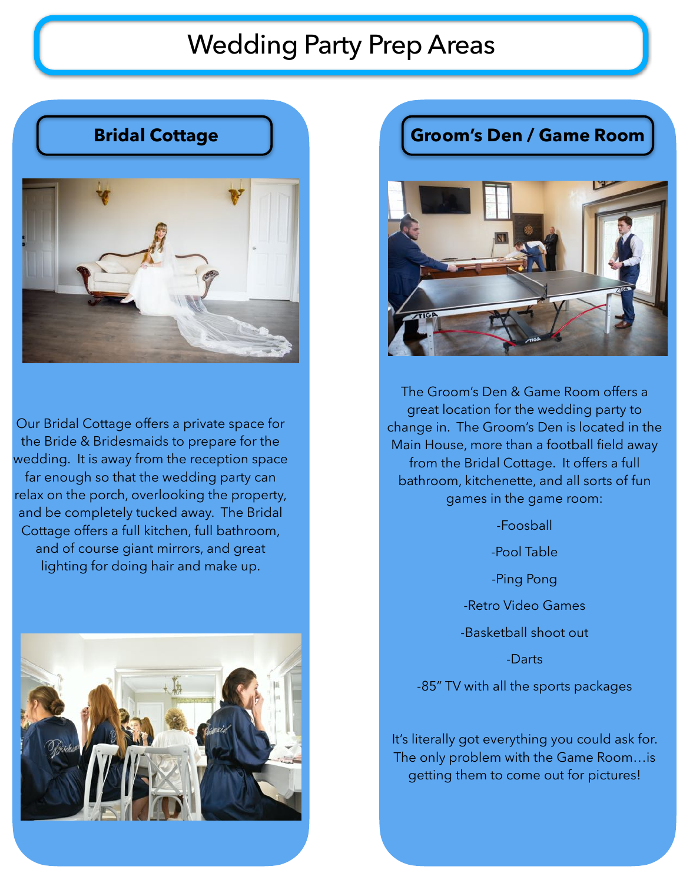# Wedding Party Prep Areas

## Bridal Cottage

Our Bridal Cottage offers a private space for the Bride & Bridesmaids to prepare for the wedding. It is away from the reception space far enough so that the wedding party can relax on the porch, overlooking the property, and be completely tucked away. The Bridal Cottage offers a full kitchen, full bathroom, and of course giant mirrors, and great lighting for doing hair and make up.

## Groom's Den / Game Room

The Groom's Den & Game Room offers a great location for the wedding party to change in. The Groom's Den is located in the Main House, more than a football field away from the Bridal Cottage. It offers a full bathroom, kitchenette, and all sorts of fun games in the game room:

-Foosball

-Pool Table

-Ping Pong

-Retro Video Games

-Basketball shoot out

-Darts

-85" TV with all the sports packages

It's literally got everything you could ask for. The only problem with the Game Room…is getting them to come out for pictures!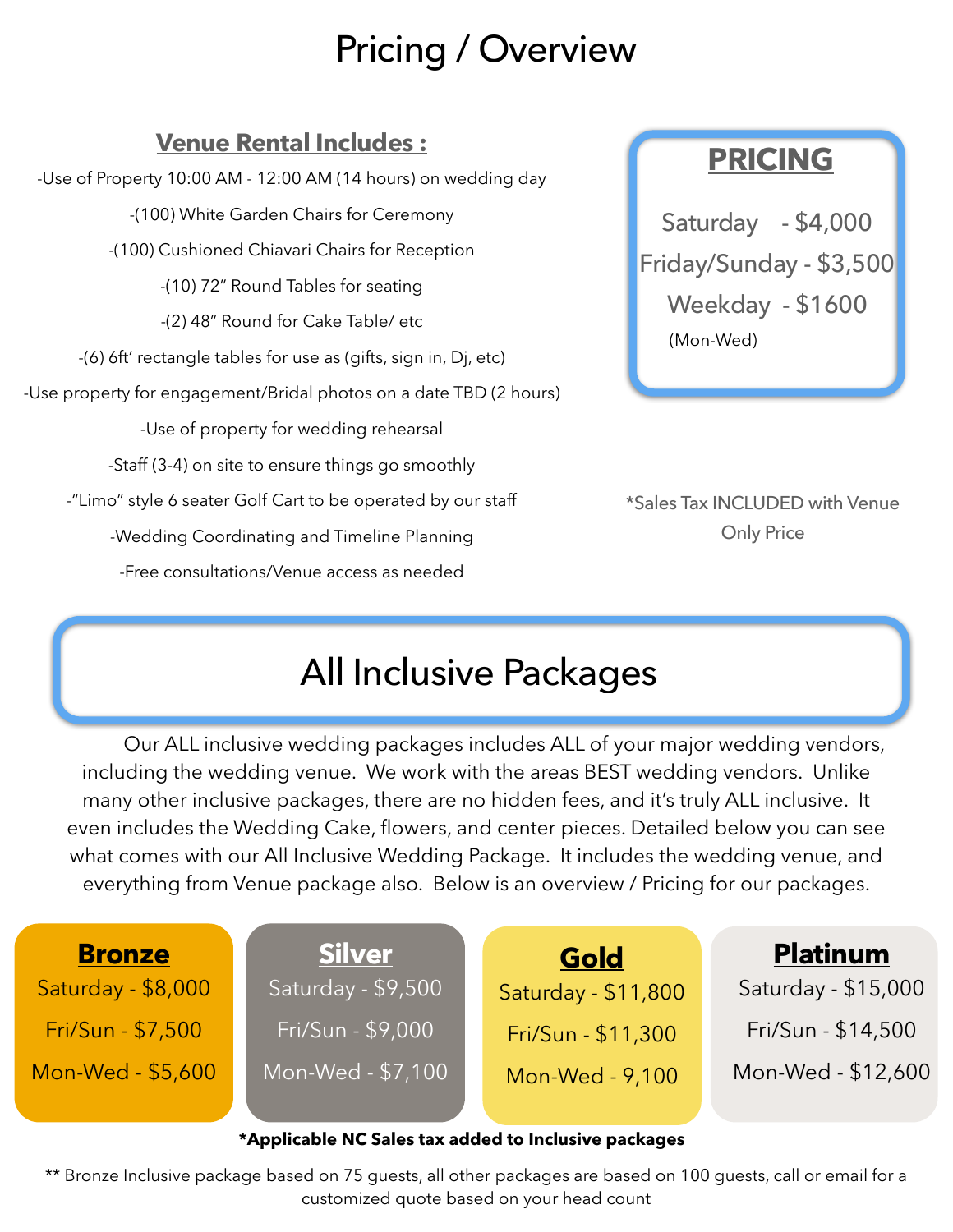# Pricing / Overview

## Venue Rental Includes :

-Use of Property 10:00 AM - 12:00 AM (14 hours) on wedding day

-(100) White Garden Chairs for Ceremony

-(100) Cushioned Chiavari Chairs for Reception

-(10) 72" Round Tables for seating

-(2) 48" Round for Cake Table/ etc

-(6) 6ft' rectangle tables for use as (gifts, sign in, Dj, etc)

-Use property for engagement/Bridal photos on a date TBD (2 hours)

-Use of property for wedding rehearsal

-Staff (3-4) on site to ensure things go smoothly

-"Limo" style 6 seater Golf Cart to be operated by our staff

-Wedding Coordinating and Timeline Planning

-Free consultations/Venue access as needed

## PRICING

Saturday - $4,000

Friday/Sunday - $3,500

Weekday - $1600
(Mon-Wed)

*Sales Tax INCLUDED with Venue Only Price

# All Inclusive Packages

Our ALL inclusive wedding packages includes ALL of your major wedding vendors, including the wedding venue. We work with the areas BEST wedding vendors. Unlike many other inclusive packages, there are no hidden fees, and it's truly ALL inclusive. It even includes the Wedding Cake, flowers, and center pieces. Detailed below you can see what comes with our All Inclusive Wedding Package. It includes the wedding venue, and everything from Venue package also. Below is an overview / Pricing for our packages.

| **Bronze** | **Silver** | **Gold** | **Platinum** |
|---|---|---|---|
| Saturday - $8,000 | Saturday - $9,500 | Saturday - $11,800 | Saturday - $15,000 |
| Fri/Sun - $7,500 | Fri/Sun - $9,000 | Fri/Sun - $11,300 | Fri/Sun - $14,500 |
| Mon-Wed - $5,600 | Mon-Wed - $7,100 | Mon-Wed - 9,100 | Mon-Wed - $12,600 |

**\*Applicable NC Sales tax added to Inclusive packages**

** Bronze Inclusive package based on 75 guests, all other packages are based on 100 guests, call or email for a customized quote based on your head count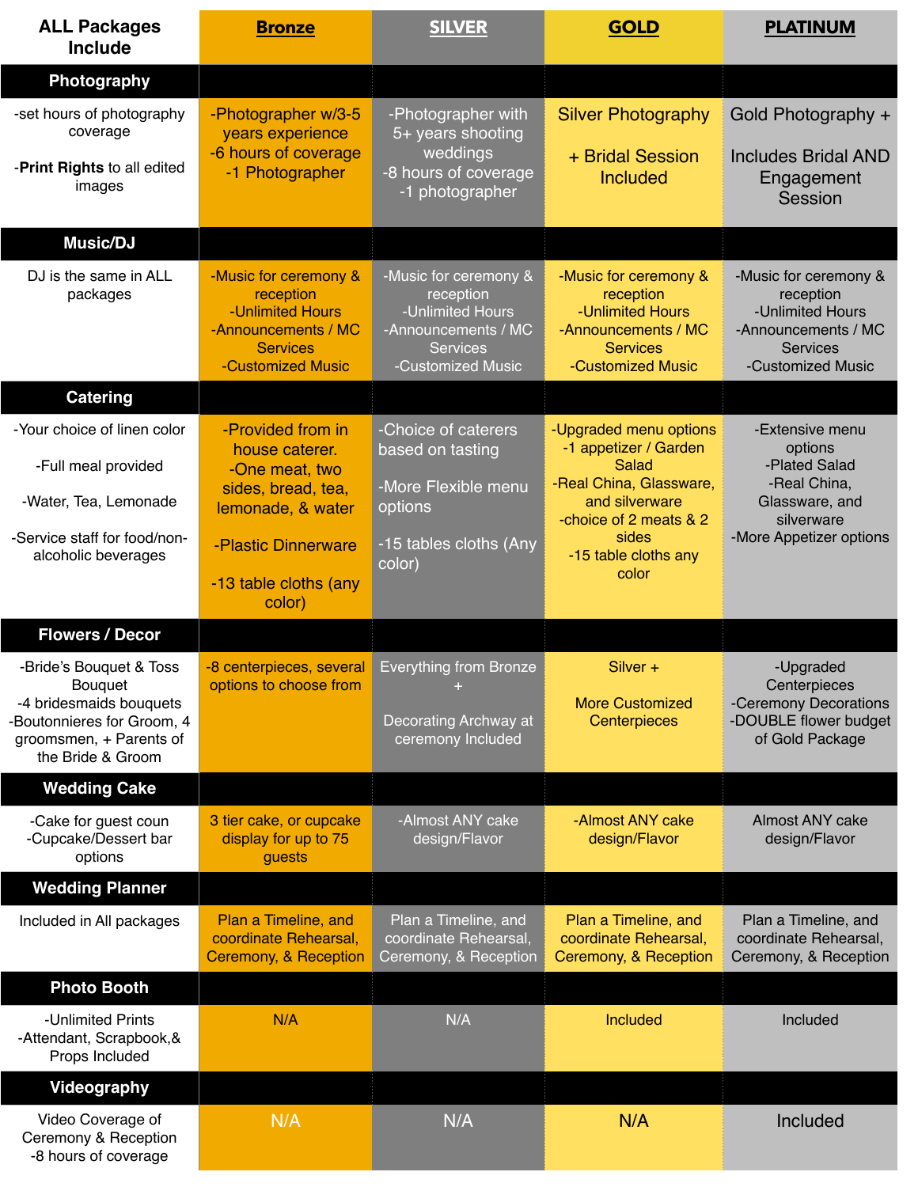| ALL Packages Include | Bronze | SILVER | GOLD | PLATINUM |
|---|---|---|---|---|
| **Photography** | | | | |
| -set hours of photography coverage<br><br>-**Print Rights** to all edited images | -Photographer w/3-5 years experience<br>-6 hours of coverage<br>-1 Photographer | -Photographer with 5+ years shooting weddings<br>-8 hours of coverage<br>-1 photographer | Silver Photography<br><br>+ Bridal Session Included | Gold Photography +<br><br>Includes Bridal AND Engagement Session |
| **Music/DJ** | | | | |
| DJ is the same in ALL packages | -Music for ceremony & reception<br>-Unlimited Hours<br>-Announcements / MC Services<br>-Customized Music | -Music for ceremony & reception<br>-Unlimited Hours<br>-Announcements / MC Services<br>-Customized Music | -Music for ceremony & reception<br>-Unlimited Hours<br>-Announcements / MC Services<br>-Customized Music | -Music for ceremony & reception<br>-Unlimited Hours<br>-Announcements / MC Services<br>-Customized Music |
| **Catering** | | | | |
| -Your choice of linen color<br><br>-Full meal provided<br><br>-Water, Tea, Lemonade<br><br>-Service staff for food/non-alcoholic beverages | -Provided from in house caterer.<br>-One meat, two sides, bread, tea, lemonade, & water<br><br>-Plastic Dinnerware<br><br>-13 table cloths (any color) | -Choice of caterers based on tasting<br><br>-More Flexible menu options<br><br>-15 tables cloths (Any color) | -Upgraded menu options<br>-1 appetizer / Garden Salad<br>-Real China, Glassware, and silverware<br>-choice of 2 meats & 2 sides<br>-15 table cloths any color | -Extensive menu options<br>-Plated Salad<br>-Real China, Glassware, and silverware<br>-More Appetizer options |
| **Flowers / Decor** | | | | |
| -Bride's Bouquet & Toss Bouquet<br>-4 bridesmaids bouquets<br>-Boutonnieres for Groom, 4 groomsmen, + Parents of the Bride & Groom | -8 centerpieces, several options to choose from | Everything from Bronze<br>+<br>Decorating Archway at ceremony Included | Silver +<br><br>More Customized Centerpieces | -Upgraded Centerpieces<br>-Ceremony Decorations<br>-DOUBLE flower budget of Gold Package |
| **Wedding Cake** | | | | |
| -Cake for guest coun<br>-Cupcake/Dessert bar options | 3 tier cake, or cupcake display for up to 75 guests | -Almost ANY cake design/Flavor | -Almost ANY cake design/Flavor | Almost ANY cake design/Flavor |
| **Wedding Planner** | | | | |
| Included in All packages | Plan a Timeline, and coordinate Rehearsal, Ceremony, & Reception | Plan a Timeline, and coordinate Rehearsal, Ceremony, & Reception | Plan a Timeline, and coordinate Rehearsal, Ceremony, & Reception | Plan a Timeline, and coordinate Rehearsal, Ceremony, & Reception |
| **Photo Booth** | | | | |
| -Unlimited Prints<br>-Attendant, Scrapbook,& Props Included | N/A | N/A | Included | Included |
| **Videography** | | | | |
| Video Coverage of Ceremony & Reception<br>-8 hours of coverage | N/A | N/A | N/A | Included |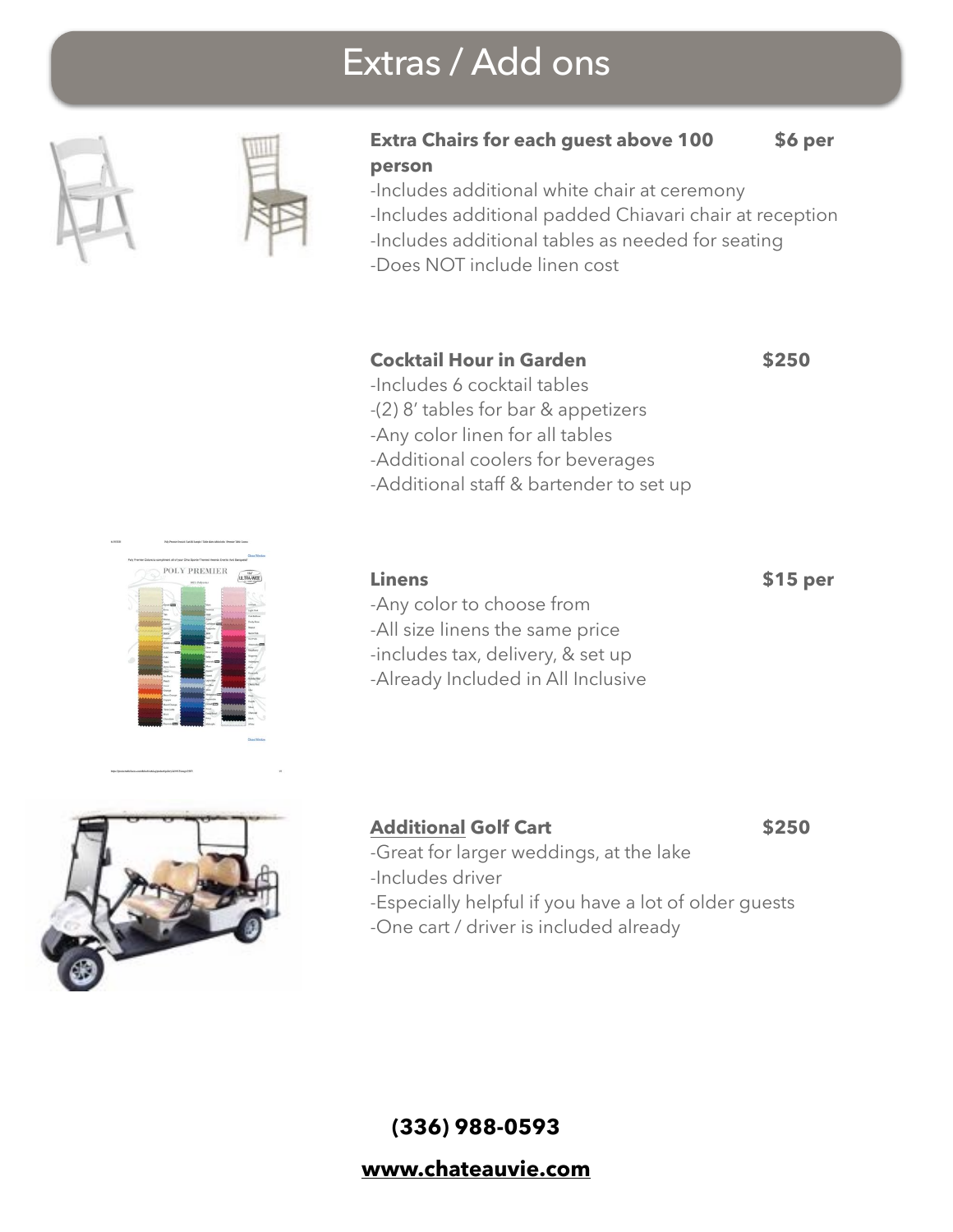# Extras / Add ons

**Extra Chairs for each guest above 100 person** **$6 per person**

- Includes additional white chair at ceremony
- Includes additional padded Chiavari chair at reception
- Includes additional tables as needed for seating
- Does NOT include linen cost

**Cocktail Hour in Garden** **$250**

- Includes 6 cocktail tables
- (2) 8' tables for bar & appetizers
- Any color linen for all tables
- Additional coolers for beverages
- Additional staff & bartender to set up

**Linens** **$15 per**

- Any color to choose from
- All size linens the same price
- includes tax, delivery, & set up
- Already Included in All Inclusive

**Additional Golf Cart** **$250**

- Great for larger weddings, at the lake
- Includes driver
- Especially helpful if you have a lot of older guests
- One cart / driver is included already

**(336) 988-0593**

**www.chateauvie.com**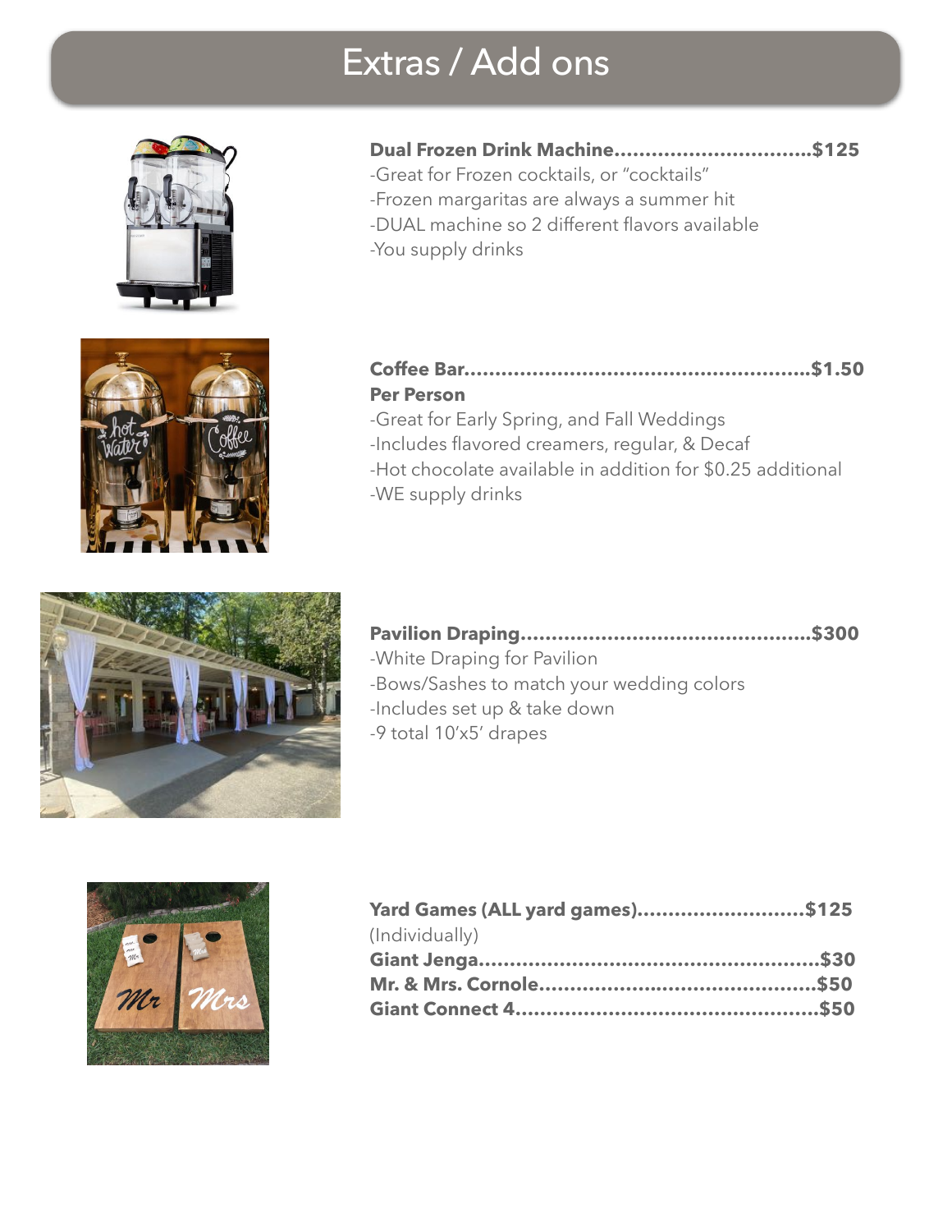# Extras / Add ons

**Dual Frozen Drink Machine................................$125**

-Great for Frozen cocktails, or "cocktails"
-Frozen margaritas are always a summer hit
-DUAL machine so 2 different flavors available
-You supply drinks

**Coffee Bar......................................................$1.50**
**Per Person**

-Great for Early Spring, and Fall Weddings
-Includes flavored creamers, regular, & Decaf
-Hot chocolate available in addition for $0.25 additional
-WE supply drinks

**Pavilion Draping..............................................$300**

-White Draping for Pavilion
-Bows/Sashes to match your wedding colors
-Includes set up & take down
-9 total 10'x5' drapes

**Yard Games (ALL yard games)...........................$125**
(Individually)
**Giant Jenga.......................................................$30**
**Mr. & Mrs. Cornole............................................$50**
**Giant Connect 4.................................................$50**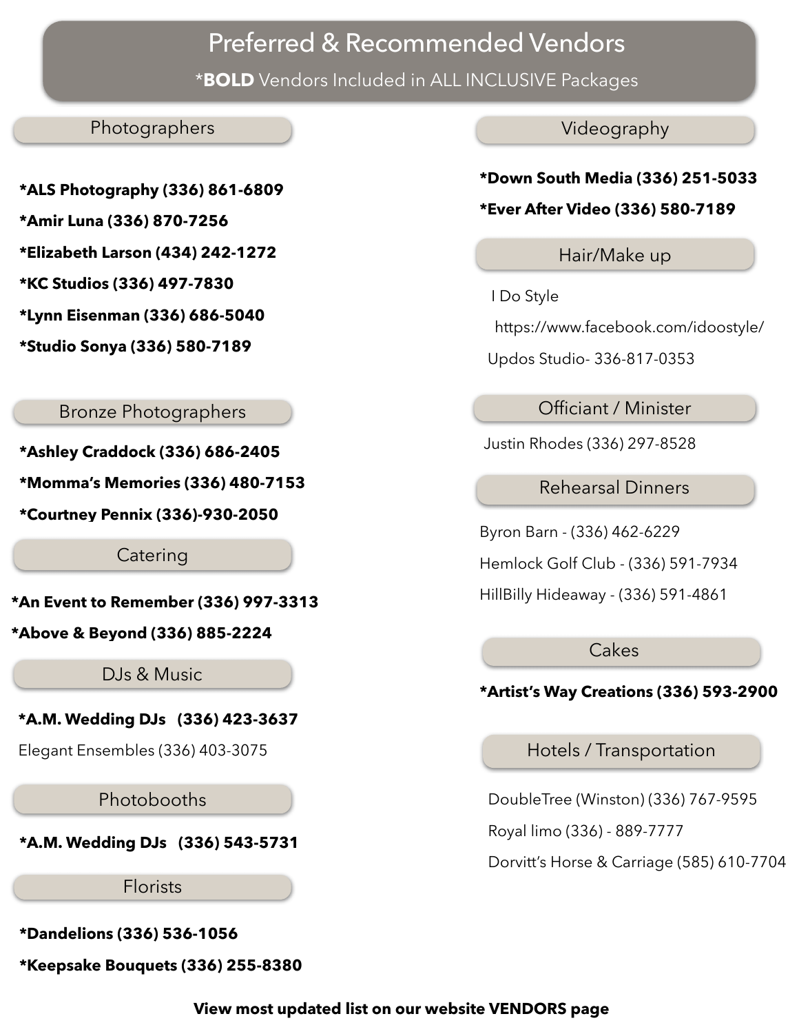# Preferred & Recommended Vendors

*__BOLD__ Vendors Included in ALL INCLUSIVE Packages

## Photographers

**\*ALS Photography (336) 861-6809**

**\*Amir Luna (336) 870-7256**

**\*Elizabeth Larson (434) 242-1272**

**\*KC Studios (336) 497-7830**

**\*Lynn Eisenman (336) 686-5040**

**\*Studio Sonya (336) 580-7189**

## Bronze Photographers

**\*Ashley Craddock (336) 686-2405**

**\*Momma's Memories (336) 480-7153**

**\*Courtney Pennix (336)-930-2050**

## Catering

**\*An Event to Remember (336) 997-3313**

**\*Above & Beyond (336) 885-2224**

## DJs & Music

**\*A.M. Wedding DJs (336) 423-3637**

Elegant Ensembles (336) 403-3075

## Photobooths

**\*A.M. Wedding DJs (336) 543-5731**

## Florists

**\*Dandelions (336) 536-1056**

**\*Keepsake Bouquets (336) 255-8380**

## Videography

**\*Down South Media (336) 251-5033**

**\*Ever After Video (336) 580-7189**

## Hair/Make up

I Do Style

https://www.facebook.com/idoostyle/

Updos Studio- 336-817-0353

## Officiant / Minister

Justin Rhodes (336) 297-8528

## Rehearsal Dinners

Byron Barn - (336) 462-6229

Hemlock Golf Club - (336) 591-7934

HillBilly Hideaway - (336) 591-4861

## Cakes

**\*Artist's Way Creations (336) 593-2900**

## Hotels / Transportation

DoubleTree (Winston) (336) 767-9595

Royal limo (336) - 889-7777

Dorvitt's Horse & Carriage (585) 610-7704

**View most updated list on our website VENDORS page**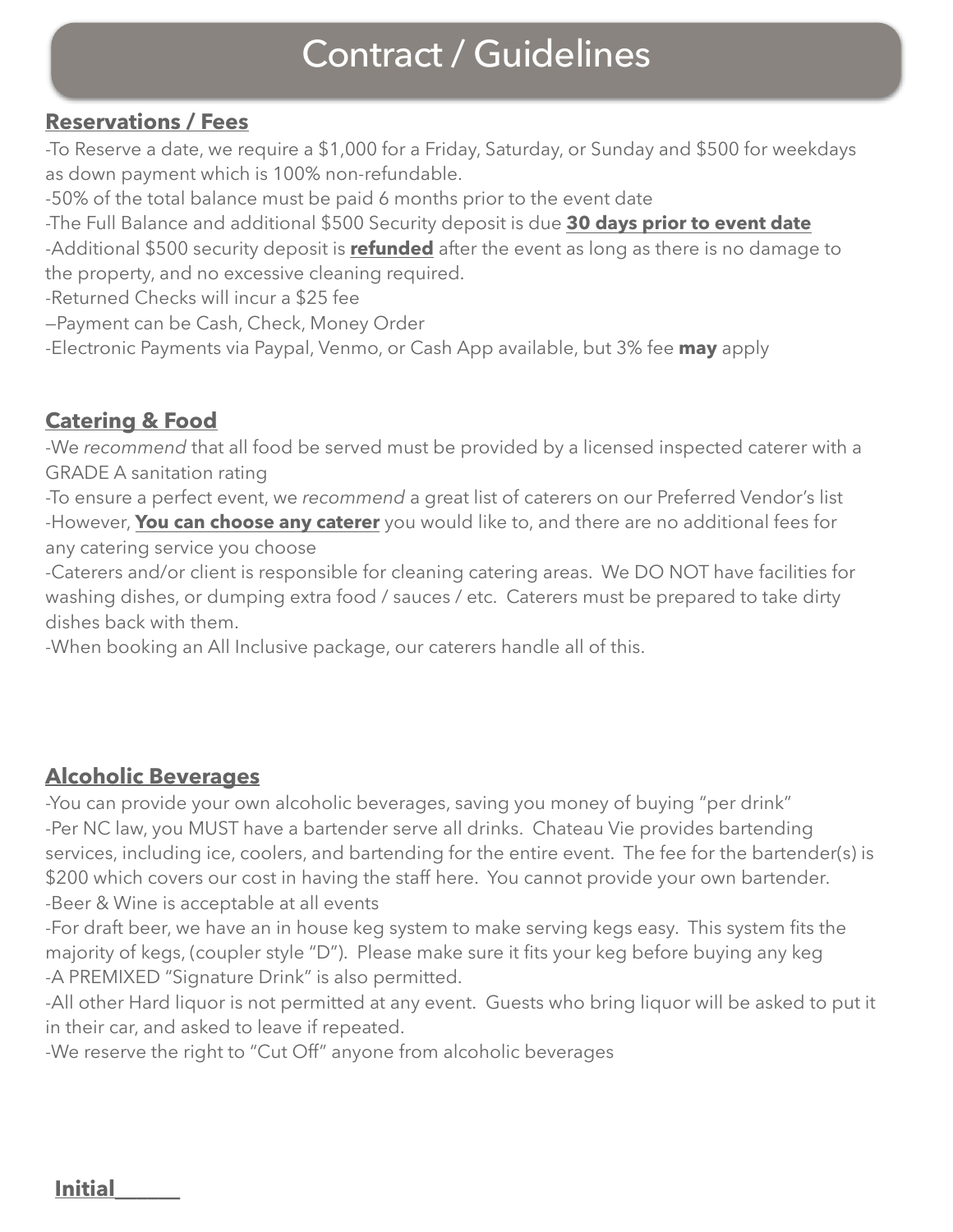# Contract / Guidelines

**Reservations / Fees**

-To Reserve a date, we require a $1,000 for a Friday, Saturday, or Sunday and $500 for weekdays as down payment which is 100% non-refundable.
-50% of the total balance must be paid 6 months prior to the event date
-The Full Balance and additional $500 Security deposit is due **30 days prior to event date**
-Additional $500 security deposit is **refunded** after the event as long as there is no damage to the property, and no excessive cleaning required.
-Returned Checks will incur a $25 fee
—Payment can be Cash, Check, Money Order
-Electronic Payments via Paypal, Venmo, or Cash App available, but 3% fee **may** apply

**Catering & Food**

-We *recommend* that all food be served must be provided by a licensed inspected caterer with a GRADE A sanitation rating
-To ensure a perfect event, we *recommend* a great list of caterers on our Preferred Vendor's list
-However, **You can choose any caterer** you would like to, and there are no additional fees for any catering service you choose
-Caterers and/or client is responsible for cleaning catering areas. We DO NOT have facilities for washing dishes, or dumping extra food / sauces / etc. Caterers must be prepared to take dirty dishes back with them.
-When booking an All Inclusive package, our caterers handle all of this.

**Alcoholic Beverages**

-You can provide your own alcoholic beverages, saving you money of buying "per drink"
-Per NC law, you MUST have a bartender serve all drinks. Chateau Vie provides bartending services, including ice, coolers, and bartending for the entire event. The fee for the bartender(s) is $200 which covers our cost in having the staff here. You cannot provide your own bartender.
-Beer & Wine is acceptable at all events
-For draft beer, we have an in house keg system to make serving kegs easy. This system fits the majority of kegs, (coupler style "D"). Please make sure it fits your keg before buying any keg
-A PREMIXED "Signature Drink" is also permitted.
-All other Hard liquor is not permitted at any event. Guests who bring liquor will be asked to put it in their car, and asked to leave if repeated.
-We reserve the right to "Cut Off" anyone from alcoholic beverages

**Initial______**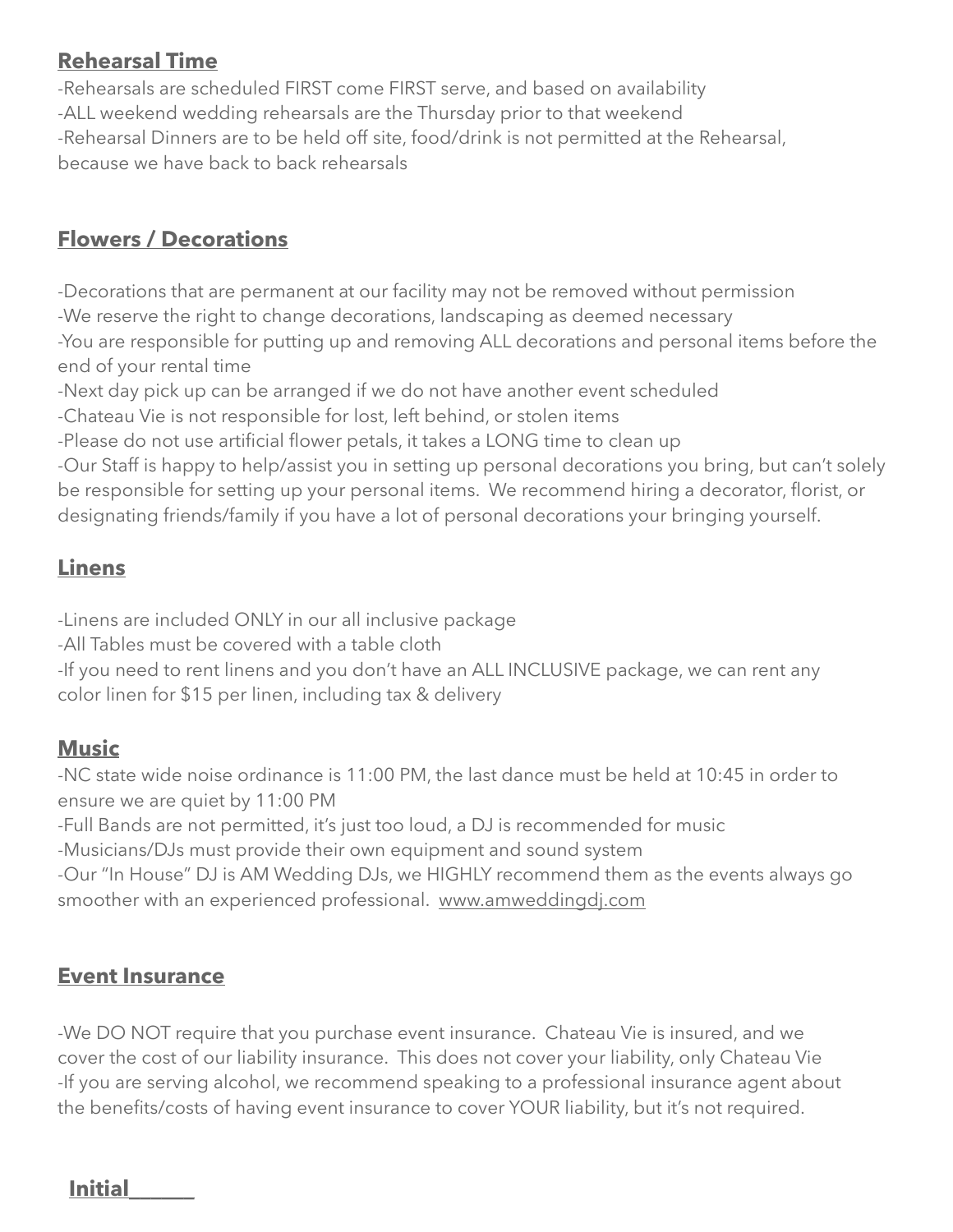## Rehearsal Time

-Rehearsals are scheduled FIRST come FIRST serve, and based on availability
-ALL weekend wedding rehearsals are the Thursday prior to that weekend
-Rehearsal Dinners are to be held off site, food/drink is not permitted at the Rehearsal, because we have back to back rehearsals

## Flowers / Decorations

-Decorations that are permanent at our facility may not be removed without permission
-We reserve the right to change decorations, landscaping as deemed necessary
-You are responsible for putting up and removing ALL decorations and personal items before the end of your rental time
-Next day pick up can be arranged if we do not have another event scheduled
-Chateau Vie is not responsible for lost, left behind, or stolen items
-Please do not use artificial flower petals, it takes a LONG time to clean up
-Our Staff is happy to help/assist you in setting up personal decorations you bring, but can't solely be responsible for setting up your personal items. We recommend hiring a decorator, florist, or designating friends/family if you have a lot of personal decorations your bringing yourself.

## Linens

-Linens are included ONLY in our all inclusive package
-All Tables must be covered with a table cloth
-If you need to rent linens and you don't have an ALL INCLUSIVE package, we can rent any color linen for $15 per linen, including tax & delivery

## Music

-NC state wide noise ordinance is 11:00 PM, the last dance must be held at 10:45 in order to ensure we are quiet by 11:00 PM
-Full Bands are not permitted, it's just too loud, a DJ is recommended for music
-Musicians/DJs must provide their own equipment and sound system
-Our "In House" DJ is AM Wedding DJs, we HIGHLY recommend them as the events always go smoother with an experienced professional. www.amweddingdj.com

## Event Insurance

-We DO NOT require that you purchase event insurance. Chateau Vie is insured, and we cover the cost of our liability insurance. This does not cover your liability, only Chateau Vie
-If you are serving alcohol, we recommend speaking to a professional insurance agent about the benefits/costs of having event insurance to cover YOUR liability, but it's not required.

**Initial______**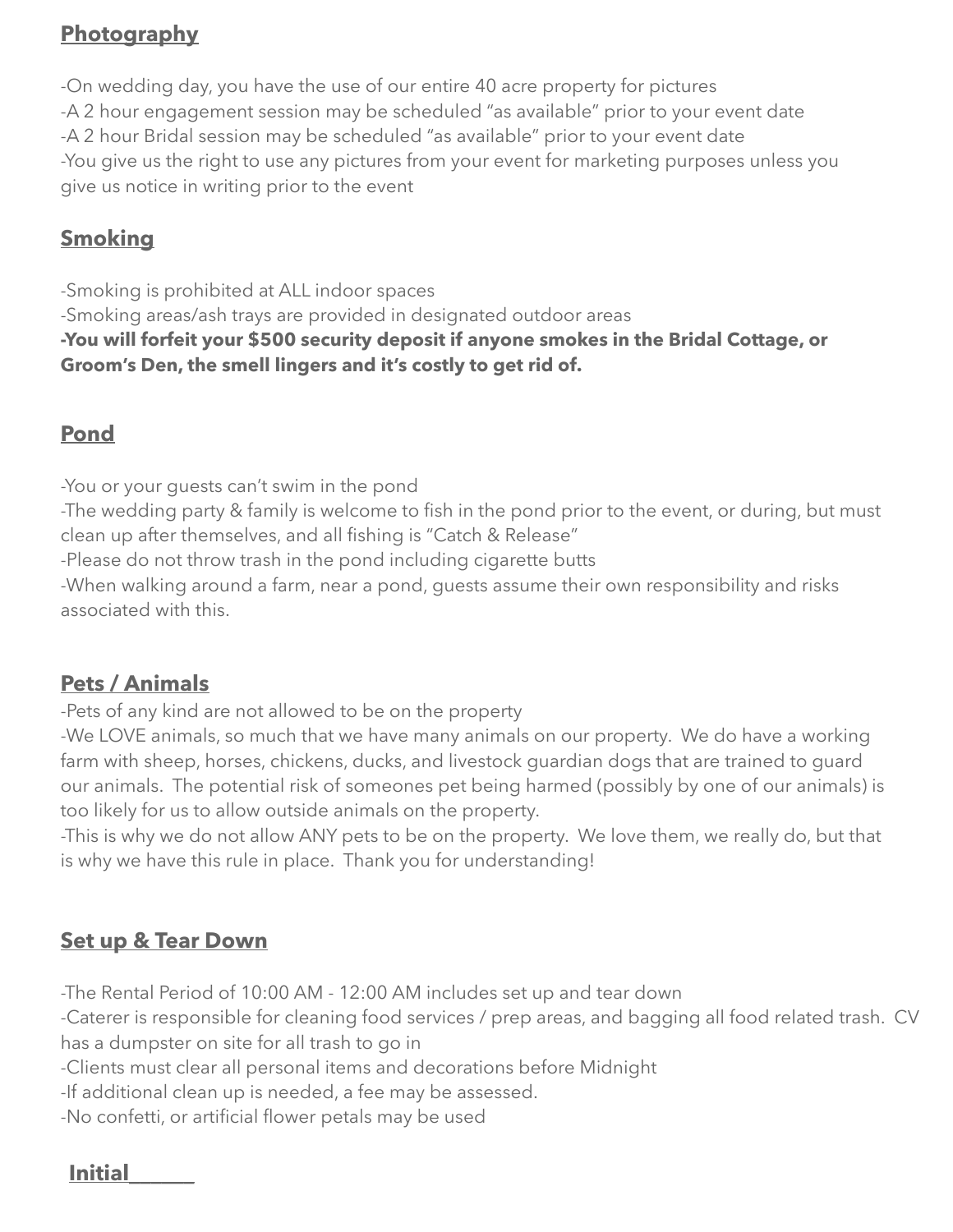## Photography

-On wedding day, you have the use of our entire 40 acre property for pictures
-A 2 hour engagement session may be scheduled "as available" prior to your event date
-A 2 hour Bridal session may be scheduled "as available" prior to your event date
-You give us the right to use any pictures from your event for marketing purposes unless you give us notice in writing prior to the event

## Smoking

-Smoking is prohibited at ALL indoor spaces
-Smoking areas/ash trays are provided in designated outdoor areas
**-You will forfeit your $500 security deposit if anyone smokes in the Bridal Cottage, or Groom's Den, the smell lingers and it's costly to get rid of.**

## Pond

-You or your guests can't swim in the pond
-The wedding party & family is welcome to fish in the pond prior to the event, or during, but must clean up after themselves, and all fishing is "Catch & Release"
-Please do not throw trash in the pond including cigarette butts
-When walking around a farm, near a pond, guests assume their own responsibility and risks associated with this.

## Pets / Animals

-Pets of any kind are not allowed to be on the property
-We LOVE animals, so much that we have many animals on our property. We do have a working farm with sheep, horses, chickens, ducks, and livestock guardian dogs that are trained to guard our animals. The potential risk of someones pet being harmed (possibly by one of our animals) is too likely for us to allow outside animals on the property.
-This is why we do not allow ANY pets to be on the property. We love them, we really do, but that is why we have this rule in place. Thank you for understanding!

## Set up & Tear Down

-The Rental Period of 10:00 AM - 12:00 AM includes set up and tear down
-Caterer is responsible for cleaning food services / prep areas, and bagging all food related trash. CV has a dumpster on site for all trash to go in
-Clients must clear all personal items and decorations before Midnight
-If additional clean up is needed, a fee may be assessed.
-No confetti, or artificial flower petals may be used

**Initial______**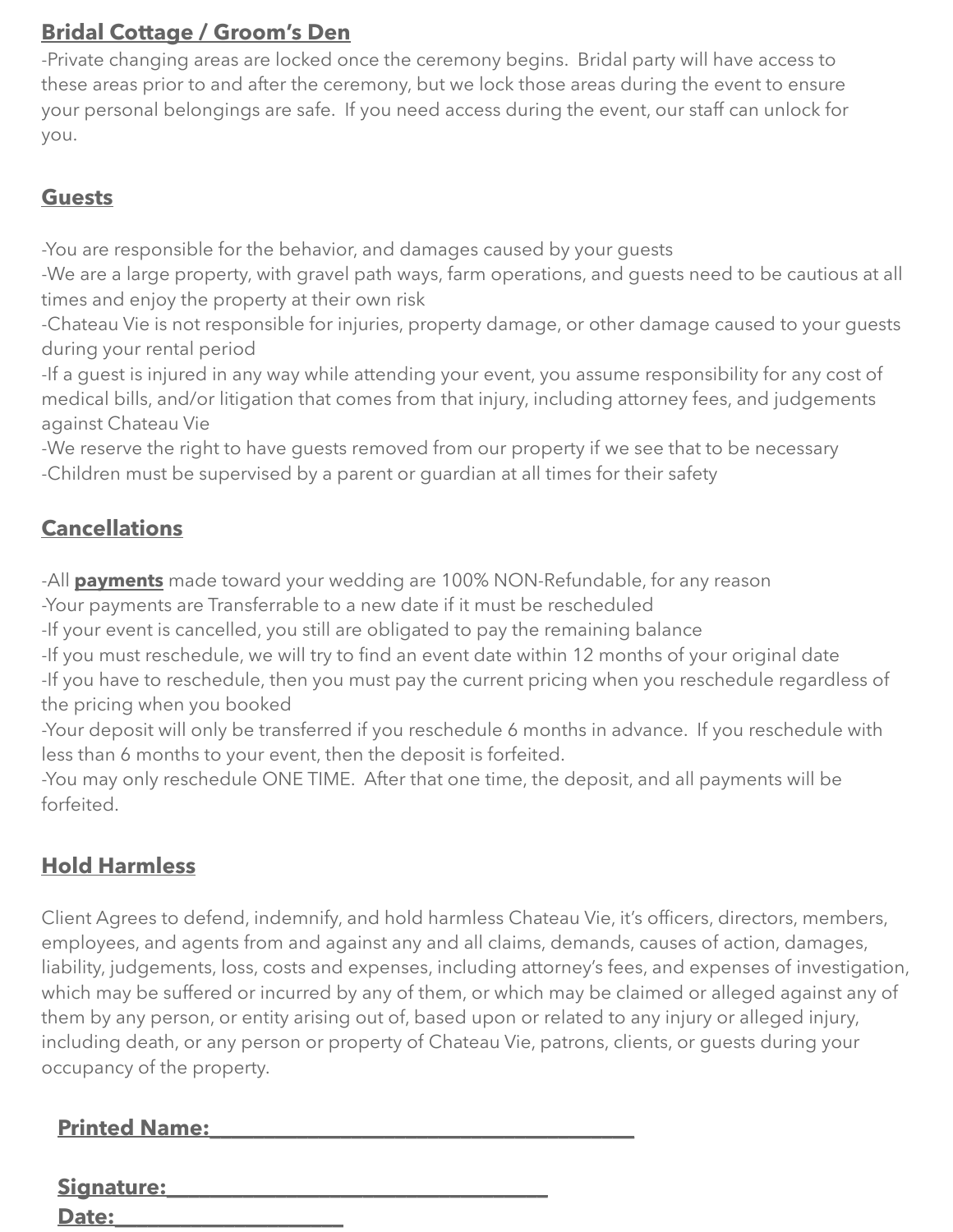## Bridal Cottage / Groom's Den

-Private changing areas are locked once the ceremony begins. Bridal party will have access to these areas prior to and after the ceremony, but we lock those areas during the event to ensure your personal belongings are safe. If you need access during the event, our staff can unlock for you.

## Guests

-You are responsible for the behavior, and damages caused by your guests
-We are a large property, with gravel path ways, farm operations, and guests need to be cautious at all times and enjoy the property at their own risk
-Chateau Vie is not responsible for injuries, property damage, or other damage caused to your guests during your rental period
-If a guest is injured in any way while attending your event, you assume responsibility for any cost of medical bills, and/or litigation that comes from that injury, including attorney fees, and judgements against Chateau Vie
-We reserve the right to have guests removed from our property if we see that to be necessary
-Children must be supervised by a parent or guardian at all times for their safety

## Cancellations

-All **payments** made toward your wedding are 100% NON-Refundable, for any reason
-Your payments are Transferrable to a new date if it must be rescheduled
-If your event is cancelled, you still are obligated to pay the remaining balance
-If you must reschedule, we will try to find an event date within 12 months of your original date
-If you have to reschedule, then you must pay the current pricing when you reschedule regardless of the pricing when you booked
-Your deposit will only be transferred if you reschedule 6 months in advance. If you reschedule with less than 6 months to your event, then the deposit is forfeited.
-You may only reschedule ONE TIME. After that one time, the deposit, and all payments will be forfeited.

## Hold Harmless

Client Agrees to defend, indemnify, and hold harmless Chateau Vie, it's officers, directors, members, employees, and agents from and against any and all claims, demands, causes of action, damages, liability, judgements, loss, costs and expenses, including attorney's fees, and expenses of investigation, which may be suffered or incurred by any of them, or which may be claimed or alleged against any of them by any person, or entity arising out of, based upon or related to any injury or alleged injury, including death, or any person or property of Chateau Vie, patrons, clients, or guests during your occupancy of the property.

**Printed Name:________________________________________**

**Signature:____________________________________**

**Date:_____________________**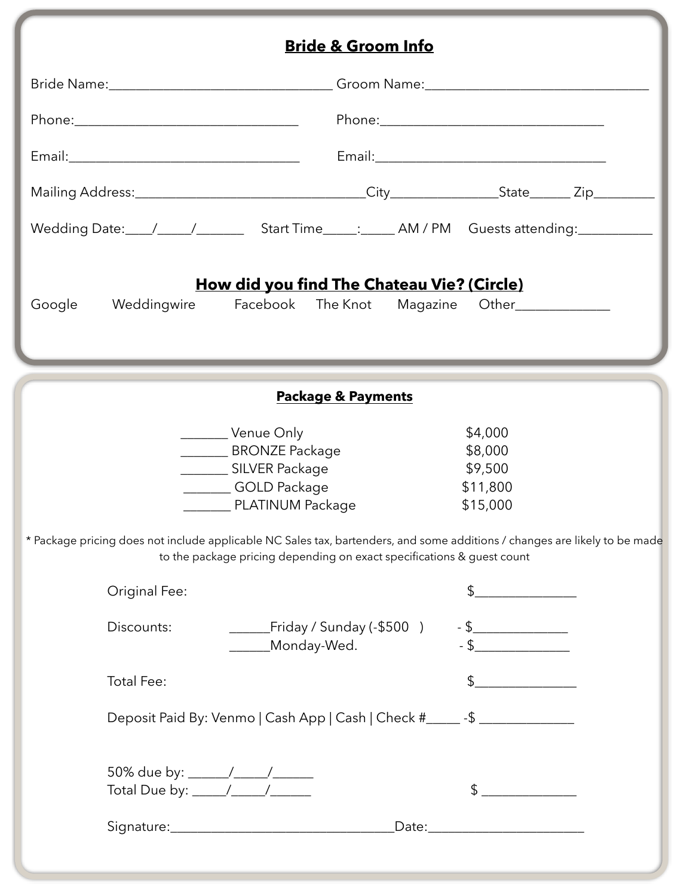## **Bride & Groom Info**

Bride Name:_______________________________ Groom Name:_______________________________

Phone:_______________________________ Phone:_______________________________

Email:_______________________________ Email:_______________________________

Mailing Address:_______________________________City_______________State______ Zip_________

Wedding Date:____/_____/_______ Start Time_____:_____ AM / PM Guests attending:___________

### **How did you find The Chateau Vie? (Circle)**

Google Weddingwire Facebook The Knot Magazine Other_____________

## **Package & Payments**

| | |
|---|---|
| _______ Venue Only | $4,000 |
| _______ BRONZE Package | $8,000 |
| _______ SILVER Package | $9,500 |
| _______ GOLD Package | $11,800 |
| _______ PLATINUM Package | $15,000 |

* Package pricing does not include applicable NC Sales tax, bartenders, and some additions / changes are likely to be made to the package pricing depending on exact specifications & guest count

Original Fee: $______________

Discounts: ______Friday / Sunday (-$500 ) - $______________
______Monday-Wed. - $______________

Total Fee: $______________

Deposit Paid By: Venmo | Cash App | Cash | Check #_____ -$ ______________

50% due by: ______/_____/______
Total Due by: _____/_____/______ $ ______________

Signature:_________________________________Date:______________________